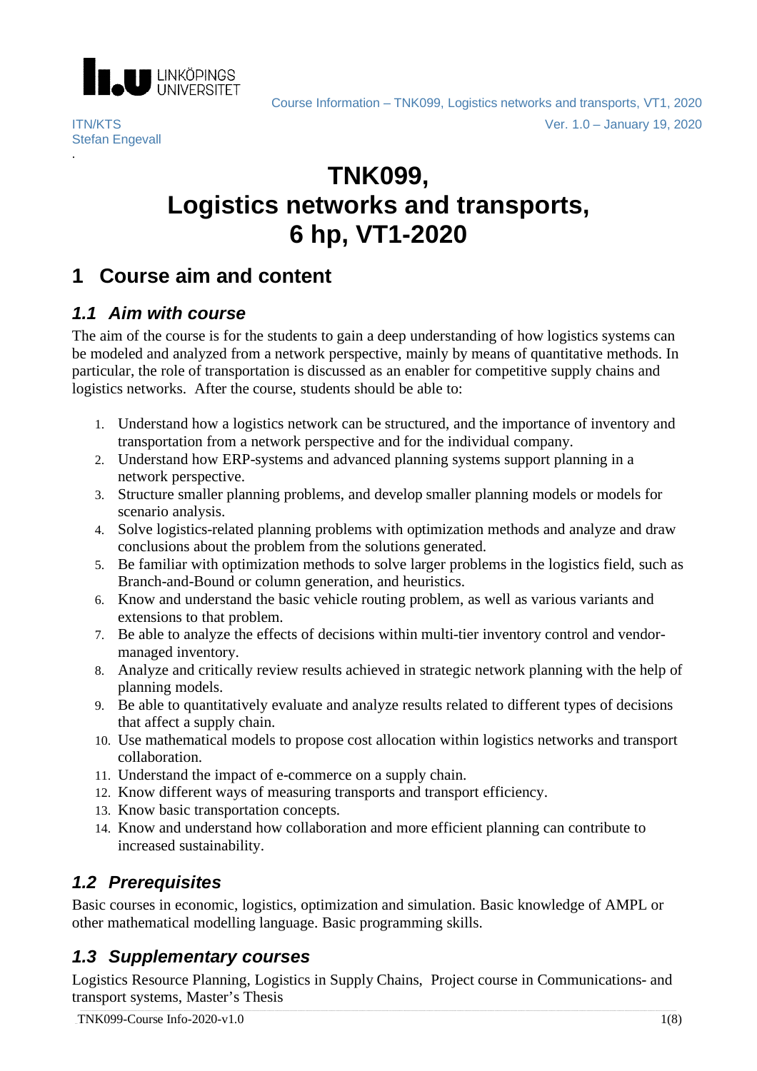ITN/KTS
Stefan Engevall

# TNK099, Logistics networks and transports, 6 hp, VT1-2020

## 1 Course aim and content

### 1.1 Aim with course

The aim of the course is for the students to gain a deep understanding of how logistics systems can be modeled and analyzed from a network perspective, mainly by means of quantitative methods. In particular, the role of transportation is discussed as an enabler for competitive supply chains and logistics networks. After the course, students should be able to:

1. Understand how a logistics network can be structured, and the importance of inventory and transportation from a network perspective and for the individual company.
2. Understand how ERP-systems and advanced planning systems support planning in a network perspective.
3. Structure smaller planning problems, and develop smaller planning models or models for scenario analysis.
4. Solve logistics-related planning problems with optimization methods and analyze and draw conclusions about the problem from the solutions generated.
5. Be familiar with optimization methods to solve larger problems in the logistics field, such as Branch-and-Bound or column generation, and heuristics.
6. Know and understand the basic vehicle routing problem, as well as various variants and extensions to that problem.
7. Be able to analyze the effects of decisions within multi-tier inventory control and vendor-managed inventory.
8. Analyze and critically review results achieved in strategic network planning with the help of planning models.
9. Be able to quantitatively evaluate and analyze results related to different types of decisions that affect a supply chain.
10. Use mathematical models to propose cost allocation within logistics networks and transport collaboration.
11. Understand the impact of e-commerce on a supply chain.
12. Know different ways of measuring transports and transport efficiency.
13. Know basic transportation concepts.
14. Know and understand how collaboration and more efficient planning can contribute to increased sustainability.

### 1.2 Prerequisites

Basic courses in economic, logistics, optimization and simulation. Basic knowledge of AMPL or other mathematical modelling language. Basic programming skills.

### 1.3 Supplementary courses

Logistics Resource Planning, Logistics in Supply Chains, Project course in Communications- and transport systems, Master's Thesis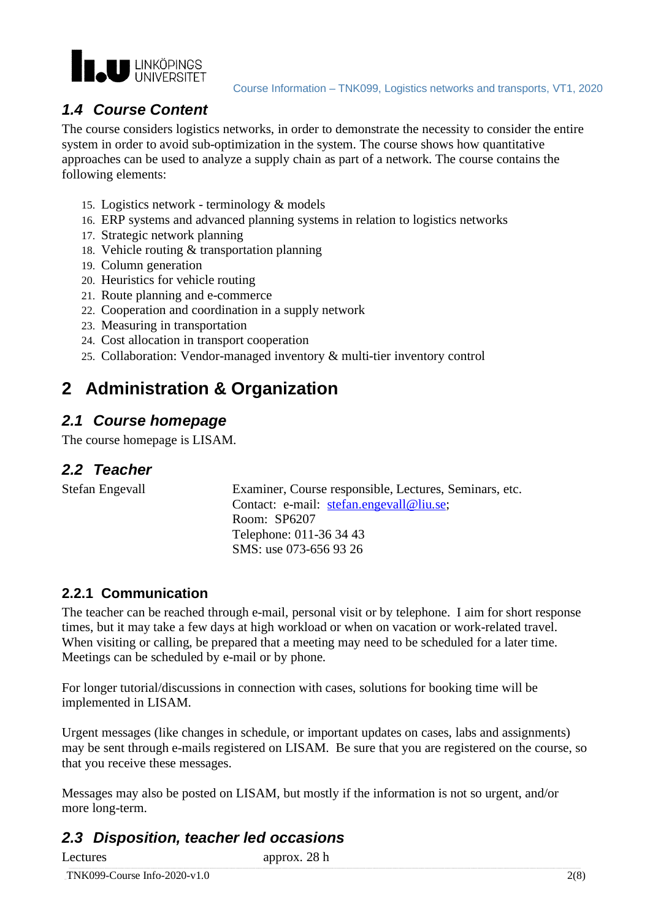### 1.4 Course Content

The course considers logistics networks, in order to demonstrate the necessity to consider the entire system in order to avoid sub-optimization in the system. The course shows how quantitative approaches can be used to analyze a supply chain as part of a network. The course contains the following elements:

15. Logistics network - terminology & models
16. ERP systems and advanced planning systems in relation to logistics networks
17. Strategic network planning
18. Vehicle routing & transportation planning
19. Column generation
20. Heuristics for vehicle routing
21. Route planning and e-commerce
22. Cooperation and coordination in a supply network
23. Measuring in transportation
24. Cost allocation in transport cooperation
25. Collaboration: Vendor-managed inventory & multi-tier inventory control

## 2 Administration & Organization

### 2.1 Course homepage

The course homepage is LISAM.

### 2.2 Teacher

| | |
|---|---|
| Stefan Engevall | Examiner, Course responsible, Lectures, Seminars, etc.<br>Contact: e-mail: stefan.engevall@liu.se;<br>Room: SP6207<br>Telephone: 011-36 34 43<br>SMS: use 073-656 93 26 |

#### 2.2.1 Communication

The teacher can be reached through e-mail, personal visit or by telephone. I aim for short response times, but it may take a few days at high workload or when on vacation or work-related travel. When visiting or calling, be prepared that a meeting may need to be scheduled for a later time. Meetings can be scheduled by e-mail or by phone.

For longer tutorial/discussions in connection with cases, solutions for booking time will be implemented in LISAM.

Urgent messages (like changes in schedule, or important updates on cases, labs and assignments) may be sent through e-mails registered on LISAM. Be sure that you are registered on the course, so that you receive these messages.

Messages may also be posted on LISAM, but mostly if the information is not so urgent, and/or more long-term.

### 2.3 Disposition, teacher led occasions

| | |
|---|---|
| Lectures | approx. 28 h |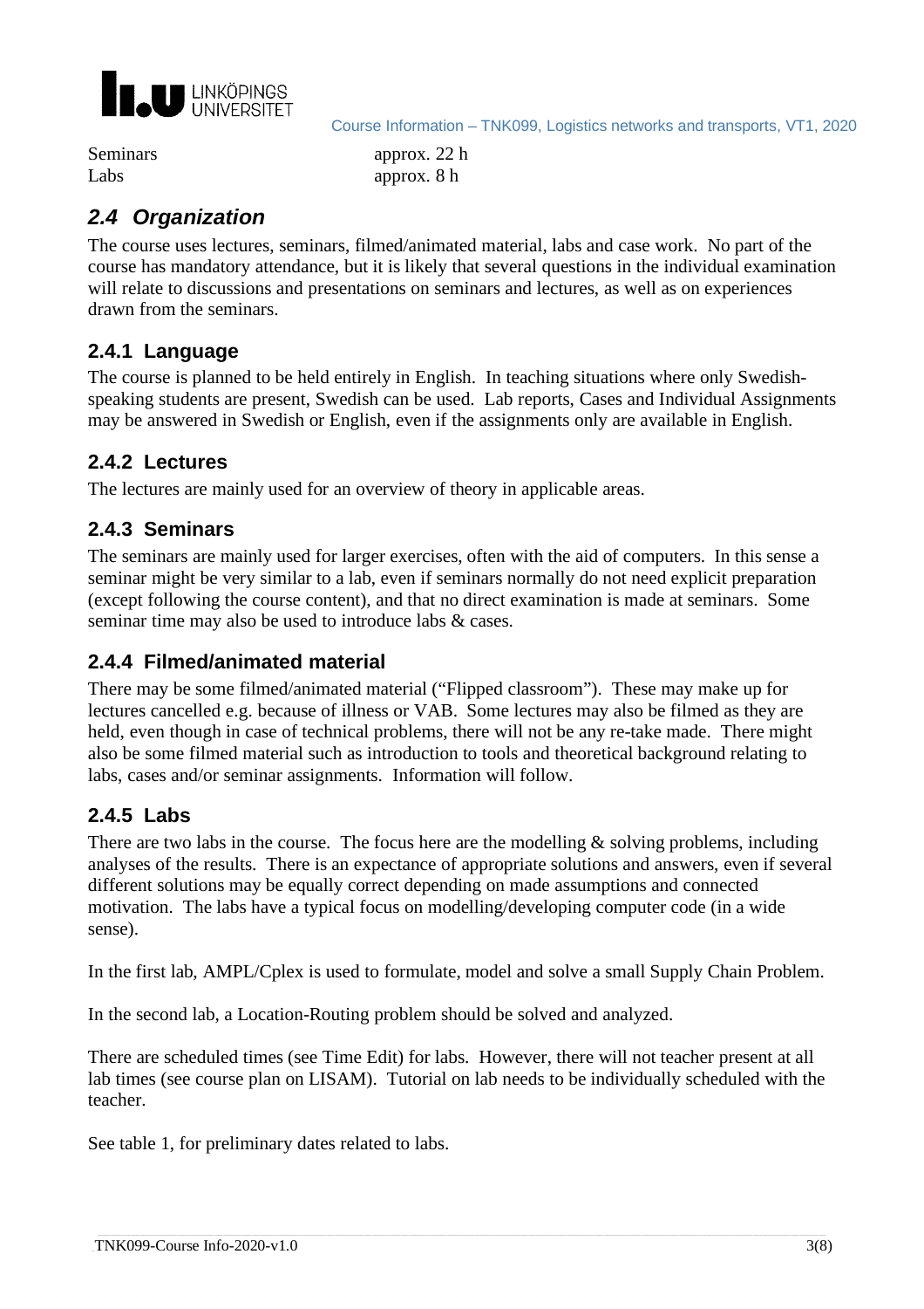| | |
|---|---|
| Seminars | approx. 22 h |
| Labs | approx. 8 h |

## 2.4 Organization

The course uses lectures, seminars, filmed/animated material, labs and case work. No part of the course has mandatory attendance, but it is likely that several questions in the individual examination will relate to discussions and presentations on seminars and lectures, as well as on experiences drawn from the seminars.

### 2.4.1 Language

The course is planned to be held entirely in English. In teaching situations where only Swedish-speaking students are present, Swedish can be used. Lab reports, Cases and Individual Assignments may be answered in Swedish or English, even if the assignments only are available in English.

### 2.4.2 Lectures

The lectures are mainly used for an overview of theory in applicable areas.

### 2.4.3 Seminars

The seminars are mainly used for larger exercises, often with the aid of computers. In this sense a seminar might be very similar to a lab, even if seminars normally do not need explicit preparation (except following the course content), and that no direct examination is made at seminars. Some seminar time may also be used to introduce labs & cases.

### 2.4.4 Filmed/animated material

There may be some filmed/animated material ("Flipped classroom"). These may make up for lectures cancelled e.g. because of illness or VAB. Some lectures may also be filmed as they are held, even though in case of technical problems, there will not be any re-take made. There might also be some filmed material such as introduction to tools and theoretical background relating to labs, cases and/or seminar assignments. Information will follow.

### 2.4.5 Labs

There are two labs in the course. The focus here are the modelling & solving problems, including analyses of the results. There is an expectance of appropriate solutions and answers, even if several different solutions may be equally correct depending on made assumptions and connected motivation. The labs have a typical focus on modelling/developing computer code (in a wide sense).

In the first lab, AMPL/Cplex is used to formulate, model and solve a small Supply Chain Problem.

In the second lab, a Location-Routing problem should be solved and analyzed.

There are scheduled times (see Time Edit) for labs. However, there will not teacher present at all lab times (see course plan on LISAM). Tutorial on lab needs to be individually scheduled with the teacher.

See table 1, for preliminary dates related to labs.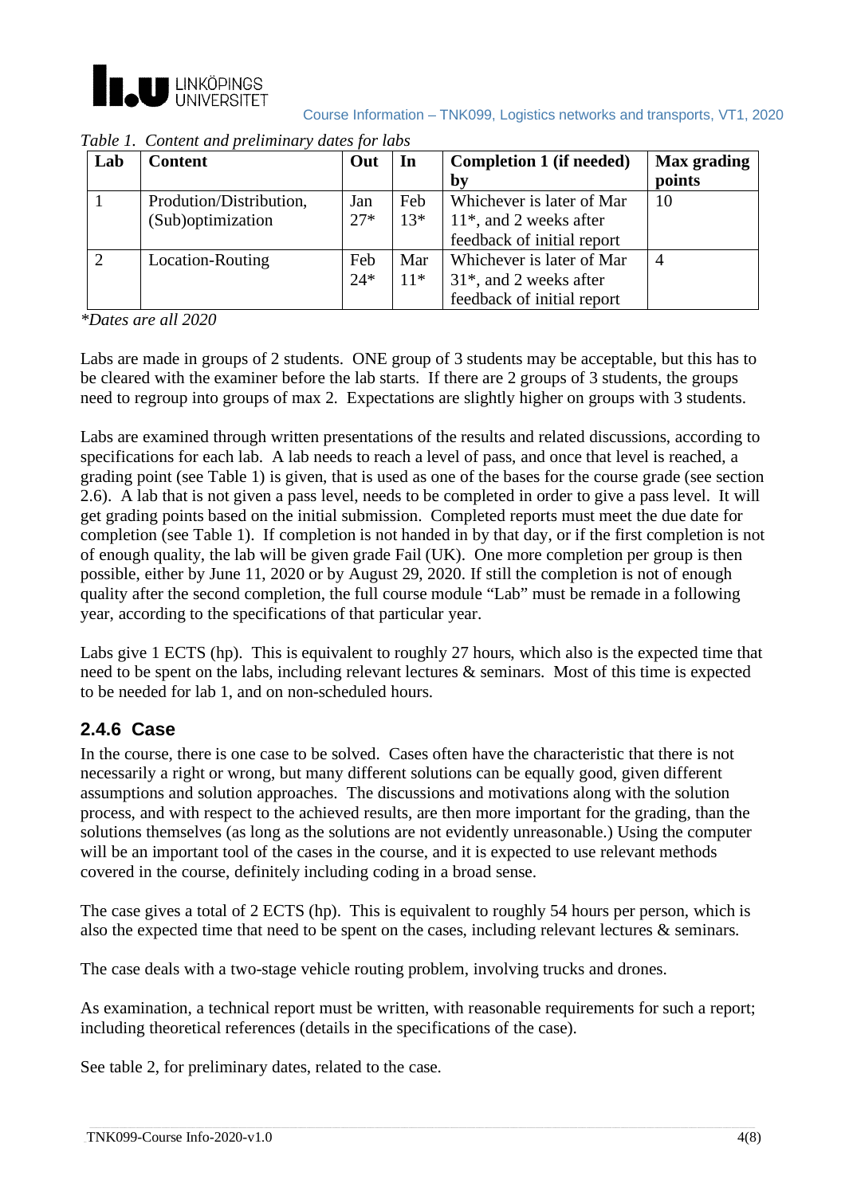*Table 1. Content and preliminary dates for labs*

| Lab | Content | Out | In | Completion 1 (if needed) by | Max grading points |
|---|---|---|---|---|---|
| 1 | Prodution/Distribution, (Sub)optimization | Jan 27* | Feb 13* | Whichever is later of Mar 11*, and 2 weeks after feedback of initial report | 10 |
| 2 | Location-Routing | Feb 24* | Mar 11* | Whichever is later of Mar 31*, and 2 weeks after feedback of initial report | 4 |

*\*Dates are all 2020*

Labs are made in groups of 2 students. ONE group of 3 students may be acceptable, but this has to be cleared with the examiner before the lab starts. If there are 2 groups of 3 students, the groups need to regroup into groups of max 2. Expectations are slightly higher on groups with 3 students.

Labs are examined through written presentations of the results and related discussions, according to specifications for each lab. A lab needs to reach a level of pass, and once that level is reached, a grading point (see Table 1) is given, that is used as one of the bases for the course grade (see section 2.6). A lab that is not given a pass level, needs to be completed in order to give a pass level. It will get grading points based on the initial submission. Completed reports must meet the due date for completion (see Table 1). If completion is not handed in by that day, or if the first completion is not of enough quality, the lab will be given grade Fail (UK). One more completion per group is then possible, either by June 11, 2020 or by August 29, 2020. If still the completion is not of enough quality after the second completion, the full course module "Lab" must be remade in a following year, according to the specifications of that particular year.

Labs give 1 ECTS (hp). This is equivalent to roughly 27 hours, which also is the expected time that need to be spent on the labs, including relevant lectures & seminars. Most of this time is expected to be needed for lab 1, and on non-scheduled hours.

### 2.4.6 Case

In the course, there is one case to be solved. Cases often have the characteristic that there is not necessarily a right or wrong, but many different solutions can be equally good, given different assumptions and solution approaches. The discussions and motivations along with the solution process, and with respect to the achieved results, are then more important for the grading, than the solutions themselves (as long as the solutions are not evidently unreasonable.) Using the computer will be an important tool of the cases in the course, and it is expected to use relevant methods covered in the course, definitely including coding in a broad sense.

The case gives a total of 2 ECTS (hp). This is equivalent to roughly 54 hours per person, which is also the expected time that need to be spent on the cases, including relevant lectures & seminars.

The case deals with a two-stage vehicle routing problem, involving trucks and drones.

As examination, a technical report must be written, with reasonable requirements for such a report; including theoretical references (details in the specifications of the case).

See table 2, for preliminary dates, related to the case.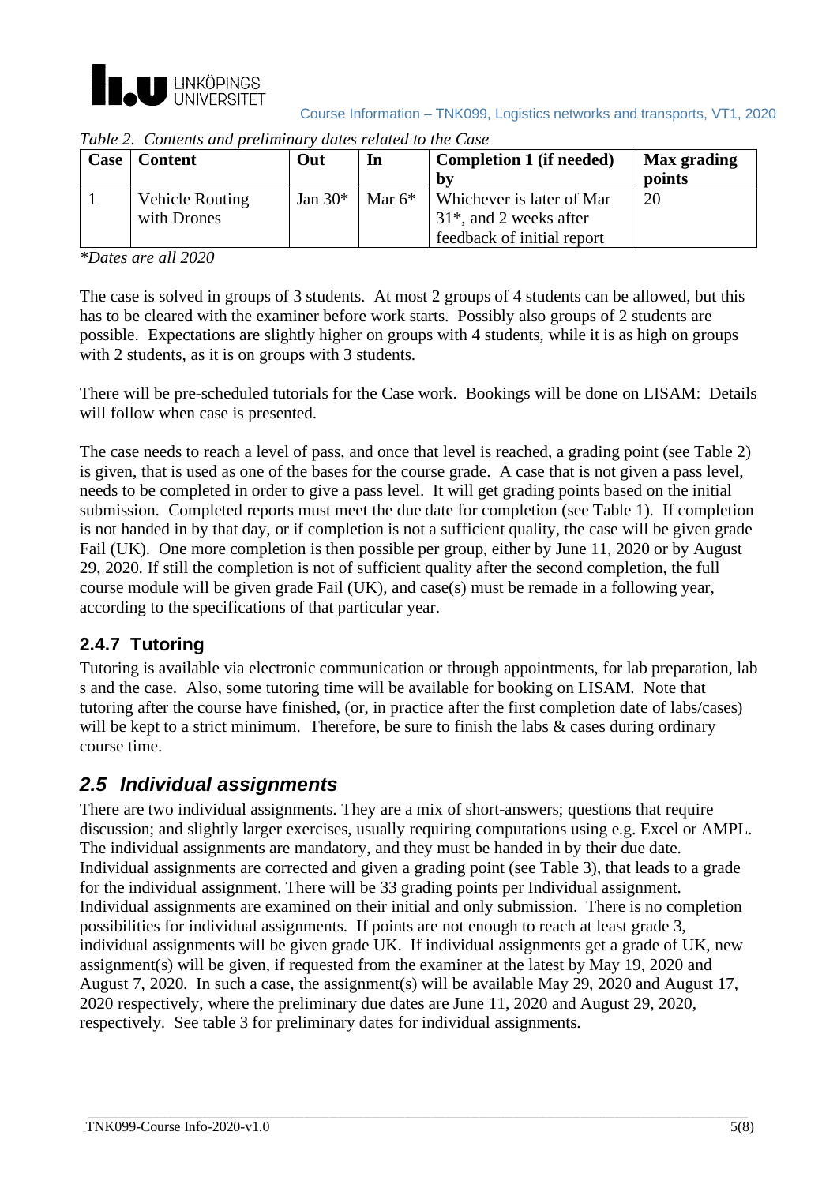*Table 2. Contents and preliminary dates related to the Case*

| Case | Content | Out | In | Completion 1 (if needed) by | Max grading points |
|---|---|---|---|---|---|
| 1 | Vehicle Routing with Drones | Jan 30* | Mar 6* | Whichever is later of Mar 31*, and 2 weeks after feedback of initial report | 20 |

*Dates are all 2020*

The case is solved in groups of 3 students. At most 2 groups of 4 students can be allowed, but this has to be cleared with the examiner before work starts. Possibly also groups of 2 students are possible. Expectations are slightly higher on groups with 4 students, while it is as high on groups with 2 students, as it is on groups with 3 students.

There will be pre-scheduled tutorials for the Case work. Bookings will be done on LISAM: Details will follow when case is presented.

The case needs to reach a level of pass, and once that level is reached, a grading point (see Table 2) is given, that is used as one of the bases for the course grade. A case that is not given a pass level, needs to be completed in order to give a pass level. It will get grading points based on the initial submission. Completed reports must meet the due date for completion (see Table 1). If completion is not handed in by that day, or if completion is not a sufficient quality, the case will be given grade Fail (UK). One more completion is then possible per group, either by June 11, 2020 or by August 29, 2020. If still the completion is not of sufficient quality after the second completion, the full course module will be given grade Fail (UK), and case(s) must be remade in a following year, according to the specifications of that particular year.

### 2.4.7 Tutoring

Tutoring is available via electronic communication or through appointments, for lab preparation, lab s and the case. Also, some tutoring time will be available for booking on LISAM. Note that tutoring after the course have finished, (or, in practice after the first completion date of labs/cases) will be kept to a strict minimum. Therefore, be sure to finish the labs & cases during ordinary course time.

## *2.5 Individual assignments*

There are two individual assignments. They are a mix of short-answers; questions that require discussion; and slightly larger exercises, usually requiring computations using e.g. Excel or AMPL. The individual assignments are mandatory, and they must be handed in by their due date. Individual assignments are corrected and given a grading point (see Table 3), that leads to a grade for the individual assignment. There will be 33 grading points per Individual assignment. Individual assignments are examined on their initial and only submission. There is no completion possibilities for individual assignments. If points are not enough to reach at least grade 3, individual assignments will be given grade UK. If individual assignments get a grade of UK, new assignment(s) will be given, if requested from the examiner at the latest by May 19, 2020 and August 7, 2020. In such a case, the assignment(s) will be available May 29, 2020 and August 17, 2020 respectively, where the preliminary due dates are June 11, 2020 and August 29, 2020, respectively. See table 3 for preliminary dates for individual assignments.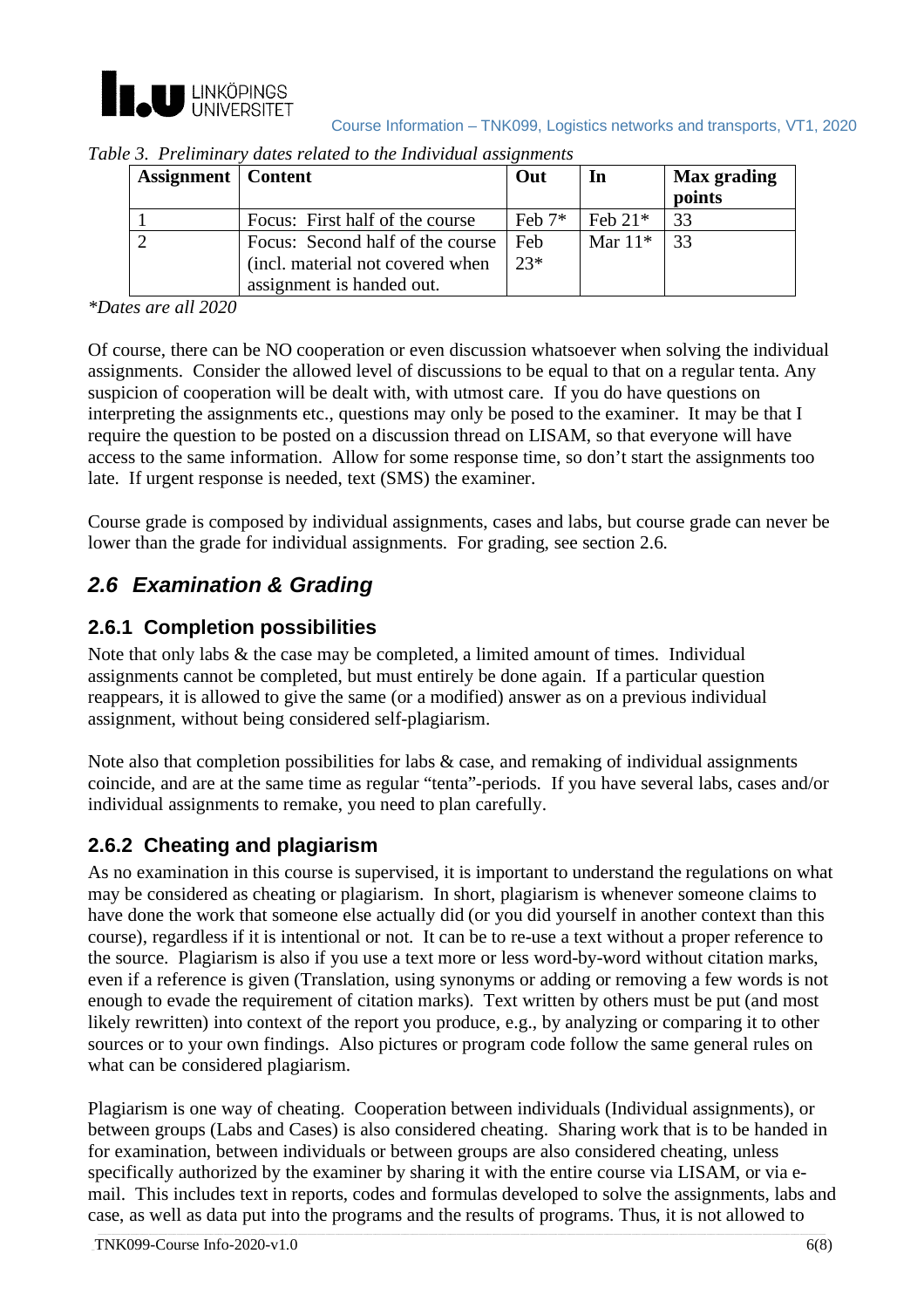*Table 3. Preliminary dates related to the Individual assignments*

| Assignment | Content | Out | In | Max grading points |
|---|---|---|---|---|
| 1 | Focus: First half of the course | Feb 7* | Feb 21* | 33 |
| 2 | Focus: Second half of the course (incl. material not covered when assignment is handed out. | Feb 23* | Mar 11* | 33 |

*Dates are all 2020*

Of course, there can be NO cooperation or even discussion whatsoever when solving the individual assignments. Consider the allowed level of discussions to be equal to that on a regular tenta. Any suspicion of cooperation will be dealt with, with utmost care. If you do have questions on interpreting the assignments etc., questions may only be posed to the examiner. It may be that I require the question to be posted on a discussion thread on LISAM, so that everyone will have access to the same information. Allow for some response time, so don't start the assignments too late. If urgent response is needed, text (SMS) the examiner.

Course grade is composed by individual assignments, cases and labs, but course grade can never be lower than the grade for individual assignments. For grading, see section 2.6.

## *2.6 Examination & Grading*

### 2.6.1 Completion possibilities

Note that only labs & the case may be completed, a limited amount of times. Individual assignments cannot be completed, but must entirely be done again. If a particular question reappears, it is allowed to give the same (or a modified) answer as on a previous individual assignment, without being considered self-plagiarism.

Note also that completion possibilities for labs & case, and remaking of individual assignments coincide, and are at the same time as regular "tenta"-periods. If you have several labs, cases and/or individual assignments to remake, you need to plan carefully.

### 2.6.2 Cheating and plagiarism

As no examination in this course is supervised, it is important to understand the regulations on what may be considered as cheating or plagiarism. In short, plagiarism is whenever someone claims to have done the work that someone else actually did (or you did yourself in another context than this course), regardless if it is intentional or not. It can be to re-use a text without a proper reference to the source. Plagiarism is also if you use a text more or less word-by-word without citation marks, even if a reference is given (Translation, using synonyms or adding or removing a few words is not enough to evade the requirement of citation marks). Text written by others must be put (and most likely rewritten) into context of the report you produce, e.g., by analyzing or comparing it to other sources or to your own findings. Also pictures or program code follow the same general rules on what can be considered plagiarism.

Plagiarism is one way of cheating. Cooperation between individuals (Individual assignments), or between groups (Labs and Cases) is also considered cheating. Sharing work that is to be handed in for examination, between individuals or between groups are also considered cheating, unless specifically authorized by the examiner by sharing it with the entire course via LISAM, or via e-mail. This includes text in reports, codes and formulas developed to solve the assignments, labs and case, as well as data put into the programs and the results of programs. Thus, it is not allowed to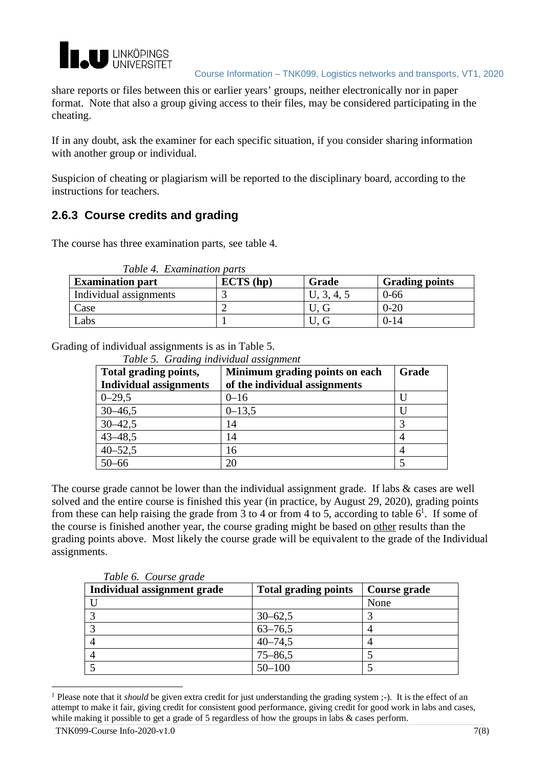share reports or files between this or earlier years' groups, neither electronically nor in paper format. Note that also a group giving access to their files, may be considered participating in the cheating.

If in any doubt, ask the examiner for each specific situation, if you consider sharing information with another group or individual.

Suspicion of cheating or plagiarism will be reported to the disciplinary board, according to the instructions for teachers.

### 2.6.3 Course credits and grading

The course has three examination parts, see table 4.

*Table 4. Examination parts*

| Examination part | ECTS (hp) | Grade | Grading points |
|---|---|---|---|
| Individual assignments | 3 | U, 3, 4, 5 | 0-66 |
| Case | 2 | U, G | 0-20 |
| Labs | 1 | U, G | 0-14 |

Grading of individual assignments is as in Table 5.

*Table 5. Grading individual assignment*

| Total grading points, Individual assignments | Minimum grading points on each of the individual assignments | Grade |
|---|---|---|
| 0–29,5 | 0–16 | U |
| 30–46,5 | 0–13,5 | U |
| 30–42,5 | 14 | 3 |
| 43–48,5 | 14 | 4 |
| 40–52,5 | 16 | 4 |
| 50–66 | 20 | 5 |

The course grade cannot be lower than the individual assignment grade. If labs & cases are well solved and the entire course is finished this year (in practice, by August 29, 2020), grading points from these can help raising the grade from 3 to 4 or from 4 to 5, according to table 6[1]. If some of the course is finished another year, the course grading might be based on <u>other</u> results than the grading points above. Most likely the course grade will be equivalent to the grade of the Individual assignments.

*Table 6. Course grade*

| Individual assignment grade | Total grading points | Course grade |
|---|---|---|
| U | | None |
| 3 | 30–62,5 | 3 |
| 3 | 63–76,5 | 4 |
| 4 | 40–74,5 | 4 |
| 4 | 75–86,5 | 5 |
| 5 | 50–100 | 5 |

[1] Please note that it *should* be given extra credit for just understanding the grading system ;-). It is the effect of an attempt to make it fair, giving credit for consistent good performance, giving credit for good work in labs and cases, while making it possible to get a grade of 5 regardless of how the groups in labs & cases perform.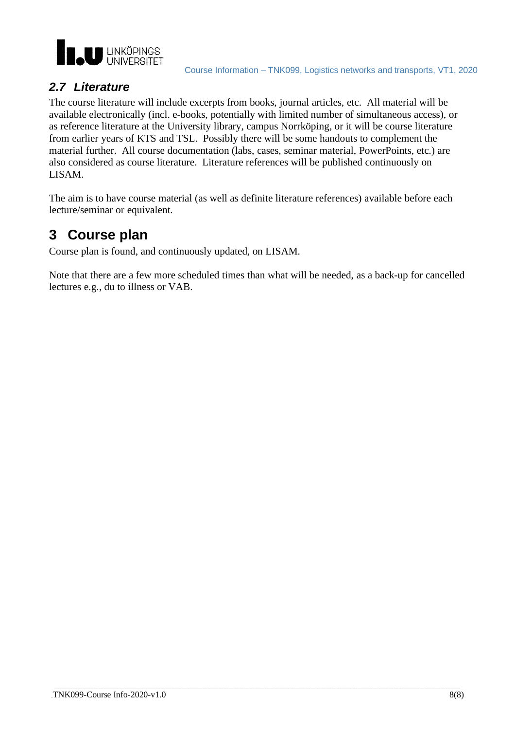### *2.7 Literature*

The course literature will include excerpts from books, journal articles, etc. All material will be available electronically (incl. e-books, potentially with limited number of simultaneous access), or as reference literature at the University library, campus Norrköping, or it will be course literature from earlier years of KTS and TSL. Possibly there will be some handouts to complement the material further. All course documentation (labs, cases, seminar material, PowerPoints, etc.) are also considered as course literature. Literature references will be published continuously on LISAM.

The aim is to have course material (as well as definite literature references) available before each lecture/seminar or equivalent.

# 3 Course plan

Course plan is found, and continuously updated, on LISAM.

Note that there are a few more scheduled times than what will be needed, as a back-up for cancelled lectures e.g., du to illness or VAB.